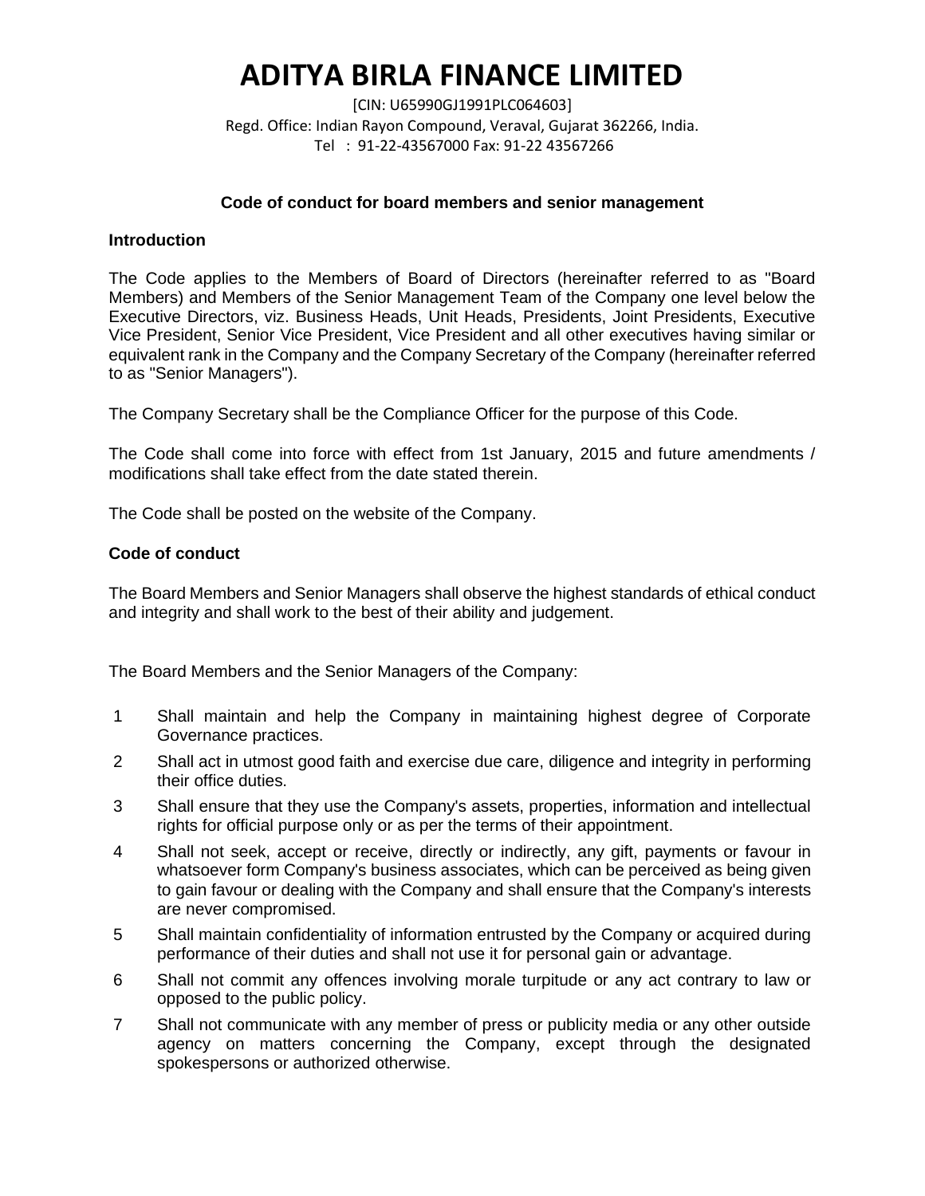# ADITYA BIRLA FINANCE LIMITED

[CIN: U65990GJ1991PLC064603]
Regd. Office: Indian Rayon Compound, Veraval, Gujarat 362266, India.
Tel : 91-22-43567000 Fax: 91-22 43567266

## Code of conduct for board members and senior management

### Introduction

The Code applies to the Members of Board of Directors (hereinafter referred to as "Board Members) and Members of the Senior Management Team of the Company one level below the Executive Directors, viz. Business Heads, Unit Heads, Presidents, Joint Presidents, Executive Vice President, Senior Vice President, Vice President and all other executives having similar or equivalent rank in the Company and the Company Secretary of the Company (hereinafter referred to as "Senior Managers").

The Company Secretary shall be the Compliance Officer for the purpose of this Code.

The Code shall come into force with effect from 1st January, 2015 and future amendments / modifications shall take effect from the date stated therein.

The Code shall be posted on the website of the Company.

### Code of conduct

The Board Members and Senior Managers shall observe the highest standards of ethical conduct and integrity and shall work to the best of their ability and judgement.

The Board Members and the Senior Managers of the Company:

1. Shall maintain and help the Company in maintaining highest degree of Corporate Governance practices.
2. Shall act in utmost good faith and exercise due care, diligence and integrity in performing their office duties.
3. Shall ensure that they use the Company's assets, properties, information and intellectual rights for official purpose only or as per the terms of their appointment.
4. Shall not seek, accept or receive, directly or indirectly, any gift, payments or favour in whatsoever form Company's business associates, which can be perceived as being given to gain favour or dealing with the Company and shall ensure that the Company's interests are never compromised.
5. Shall maintain confidentiality of information entrusted by the Company or acquired during performance of their duties and shall not use it for personal gain or advantage.
6. Shall not commit any offences involving morale turpitude or any act contrary to law or opposed to the public policy.
7. Shall not communicate with any member of press or publicity media or any other outside agency on matters concerning the Company, except through the designated spokespersons or authorized otherwise.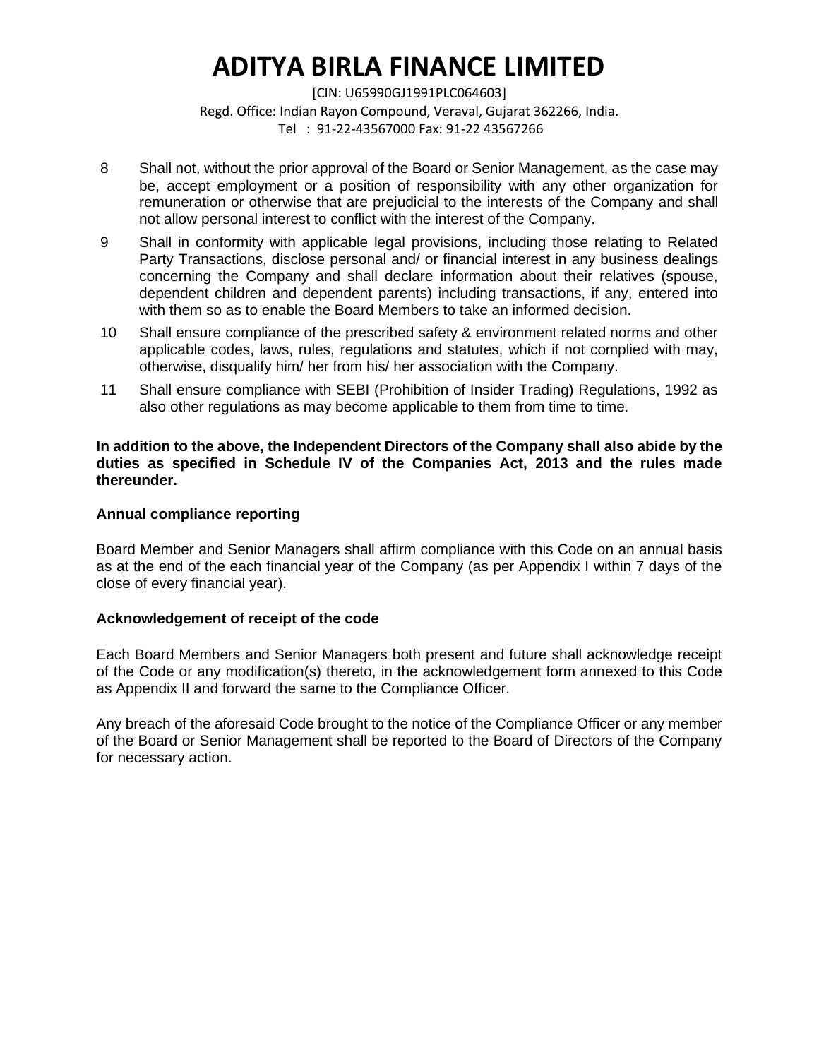8. Shall not, without the prior approval of the Board or Senior Management, as the case may be, accept employment or a position of responsibility with any other organization for remuneration or otherwise that are prejudicial to the interests of the Company and shall not allow personal interest to conflict with the interest of the Company.
9. Shall in conformity with applicable legal provisions, including those relating to Related Party Transactions, disclose personal and/ or financial interest in any business dealings concerning the Company and shall declare information about their relatives (spouse, dependent children and dependent parents) including transactions, if any, entered into with them so as to enable the Board Members to take an informed decision.
10. Shall ensure compliance of the prescribed safety & environment related norms and other applicable codes, laws, rules, regulations and statutes, which if not complied with may, otherwise, disqualify him/ her from his/ her association with the Company.
11. Shall ensure compliance with SEBI (Prohibition of Insider Trading) Regulations, 1992 as also other regulations as may become applicable to them from time to time.

**In addition to the above, the Independent Directors of the Company shall also abide by the duties as specified in Schedule IV of the Companies Act, 2013 and the rules made thereunder.**

**Annual compliance reporting**

Board Member and Senior Managers shall affirm compliance with this Code on an annual basis as at the end of the each financial year of the Company (as per Appendix I within 7 days of the close of every financial year).

**Acknowledgement of receipt of the code**

Each Board Members and Senior Managers both present and future shall acknowledge receipt of the Code or any modification(s) thereto, in the acknowledgement form annexed to this Code as Appendix II and forward the same to the Compliance Officer.

Any breach of the aforesaid Code brought to the notice of the Compliance Officer or any member of the Board or Senior Management shall be reported to the Board of Directors of the Company for necessary action.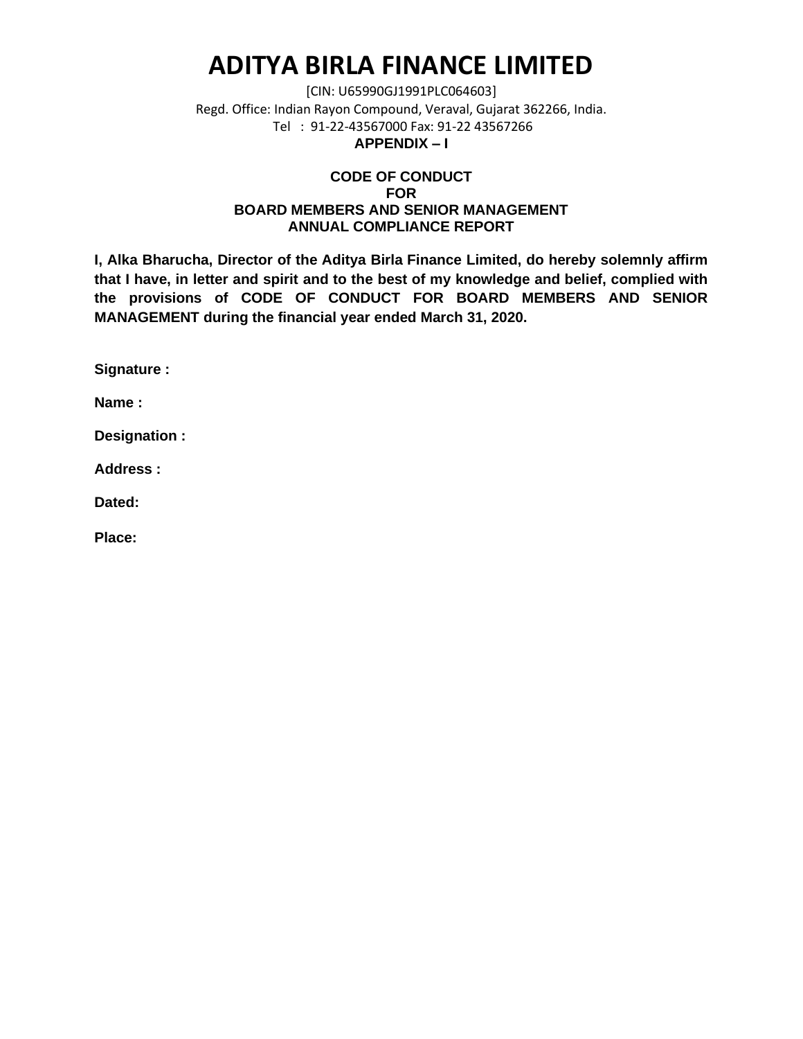# ADITYA BIRLA FINANCE LIMITED

[CIN: U65990GJ1991PLC064603]
Regd. Office: Indian Rayon Compound, Veraval, Gujarat 362266, India.
Tel : 91-22-43567000 Fax: 91-22 43567266

**APPENDIX – I**

**CODE OF CONDUCT**
**FOR**
**BOARD MEMBERS AND SENIOR MANAGEMENT**
**ANNUAL COMPLIANCE REPORT**

**I, Alka Bharucha, Director of the Aditya Birla Finance Limited, do hereby solemnly affirm that I have, in letter and spirit and to the best of my knowledge and belief, complied with the provisions of CODE OF CONDUCT FOR BOARD MEMBERS AND SENIOR MANAGEMENT during the financial year ended March 31, 2020.**

**Signature :**

**Name :**

**Designation :**

**Address :**

**Dated:**

**Place:**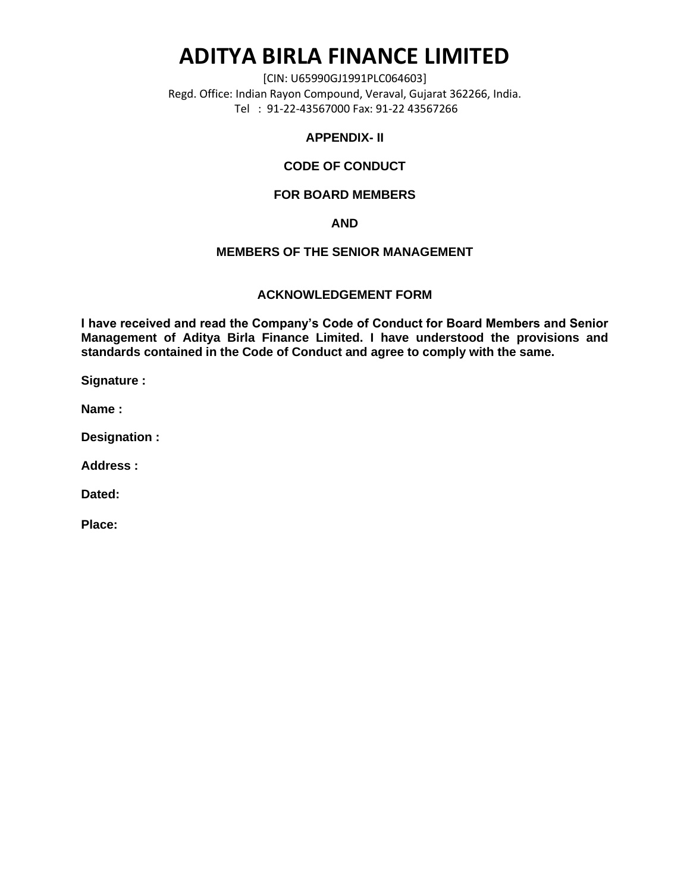# ADITYA BIRLA FINANCE LIMITED

[CIN: U65990GJ1991PLC064603]
Regd. Office: Indian Rayon Compound, Veraval, Gujarat 362266, India.
Tel : 91-22-43567000 Fax: 91-22 43567266

**APPENDIX- II**

**CODE OF CONDUCT**

**FOR BOARD MEMBERS**

**AND**

**MEMBERS OF THE SENIOR MANAGEMENT**

**ACKNOWLEDGEMENT FORM**

**I have received and read the Company's Code of Conduct for Board Members and Senior Management of Aditya Birla Finance Limited. I have understood the provisions and standards contained in the Code of Conduct and agree to comply with the same.**

**Signature :**

**Name :**

**Designation :**

**Address :**

**Dated:**

**Place:**